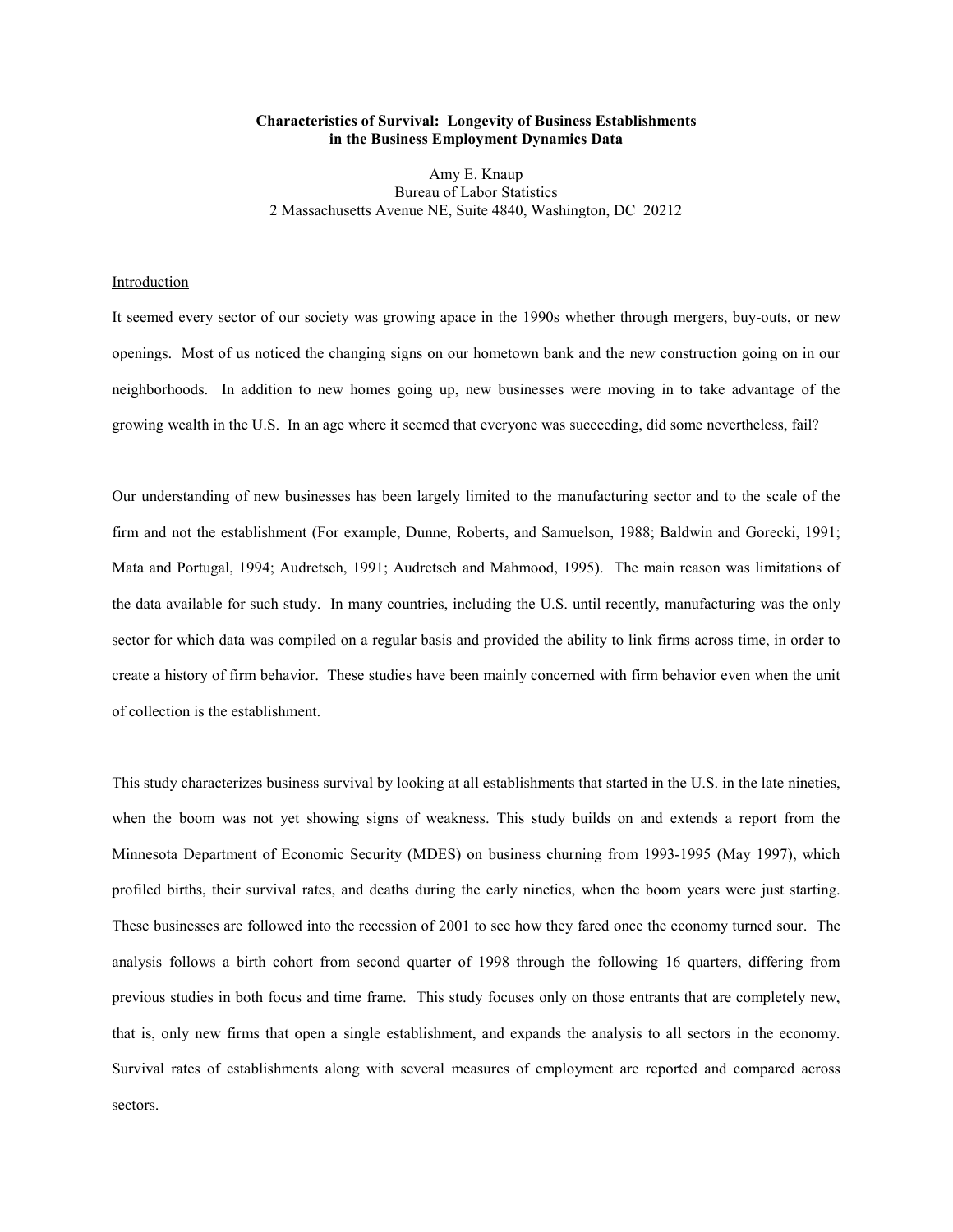# Characteristics of Survival: Longevity of Business Establishments in the Business Employment Dynamics Data

Amy E. Knaup
Bureau of Labor Statistics
2 Massachusetts Avenue NE, Suite 4840, Washington, DC 20212

## Introduction

It seemed every sector of our society was growing apace in the 1990s whether through mergers, buy-outs, or new openings. Most of us noticed the changing signs on our hometown bank and the new construction going on in our neighborhoods. In addition to new homes going up, new businesses were moving in to take advantage of the growing wealth in the U.S. In an age where it seemed that everyone was succeeding, did some nevertheless, fail?

Our understanding of new businesses has been largely limited to the manufacturing sector and to the scale of the firm and not the establishment (For example, Dunne, Roberts, and Samuelson, 1988; Baldwin and Gorecki, 1991; Mata and Portugal, 1994; Audretsch, 1991; Audretsch and Mahmood, 1995). The main reason was limitations of the data available for such study. In many countries, including the U.S. until recently, manufacturing was the only sector for which data was compiled on a regular basis and provided the ability to link firms across time, in order to create a history of firm behavior. These studies have been mainly concerned with firm behavior even when the unit of collection is the establishment.

This study characterizes business survival by looking at all establishments that started in the U.S. in the late nineties, when the boom was not yet showing signs of weakness. This study builds on and extends a report from the Minnesota Department of Economic Security (MDES) on business churning from 1993-1995 (May 1997), which profiled births, their survival rates, and deaths during the early nineties, when the boom years were just starting. These businesses are followed into the recession of 2001 to see how they fared once the economy turned sour. The analysis follows a birth cohort from second quarter of 1998 through the following 16 quarters, differing from previous studies in both focus and time frame. This study focuses only on those entrants that are completely new, that is, only new firms that open a single establishment, and expands the analysis to all sectors in the economy. Survival rates of establishments along with several measures of employment are reported and compared across sectors.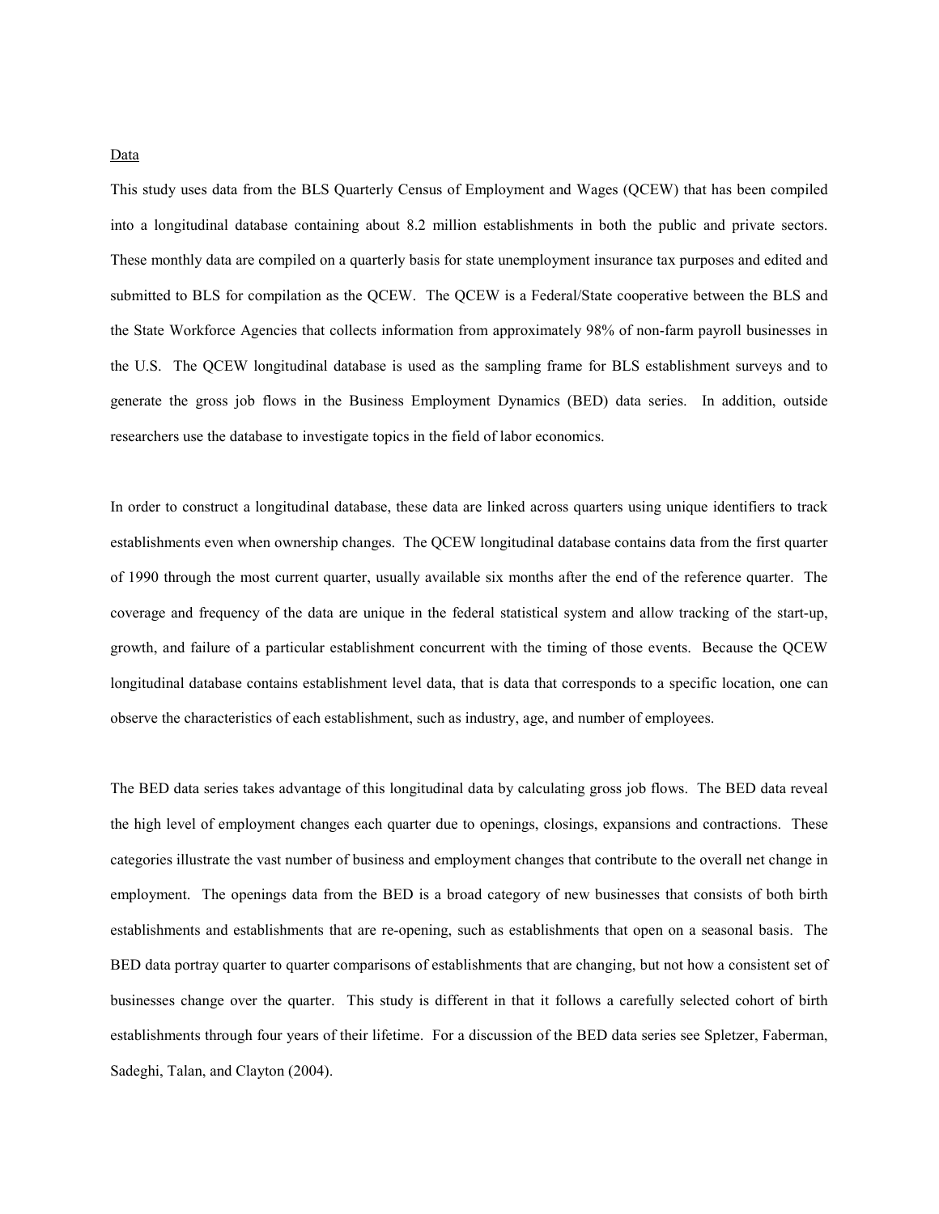## Data

This study uses data from the BLS Quarterly Census of Employment and Wages (QCEW) that has been compiled into a longitudinal database containing about 8.2 million establishments in both the public and private sectors. These monthly data are compiled on a quarterly basis for state unemployment insurance tax purposes and edited and submitted to BLS for compilation as the QCEW. The QCEW is a Federal/State cooperative between the BLS and the State Workforce Agencies that collects information from approximately 98% of non-farm payroll businesses in the U.S. The QCEW longitudinal database is used as the sampling frame for BLS establishment surveys and to generate the gross job flows in the Business Employment Dynamics (BED) data series. In addition, outside researchers use the database to investigate topics in the field of labor economics.

In order to construct a longitudinal database, these data are linked across quarters using unique identifiers to track establishments even when ownership changes. The QCEW longitudinal database contains data from the first quarter of 1990 through the most current quarter, usually available six months after the end of the reference quarter. The coverage and frequency of the data are unique in the federal statistical system and allow tracking of the start-up, growth, and failure of a particular establishment concurrent with the timing of those events. Because the QCEW longitudinal database contains establishment level data, that is data that corresponds to a specific location, one can observe the characteristics of each establishment, such as industry, age, and number of employees.

The BED data series takes advantage of this longitudinal data by calculating gross job flows. The BED data reveal the high level of employment changes each quarter due to openings, closings, expansions and contractions. These categories illustrate the vast number of business and employment changes that contribute to the overall net change in employment. The openings data from the BED is a broad category of new businesses that consists of both birth establishments and establishments that are re-opening, such as establishments that open on a seasonal basis. The BED data portray quarter to quarter comparisons of establishments that are changing, but not how a consistent set of businesses change over the quarter. This study is different in that it follows a carefully selected cohort of birth establishments through four years of their lifetime. For a discussion of the BED data series see Spletzer, Faberman, Sadeghi, Talan, and Clayton (2004).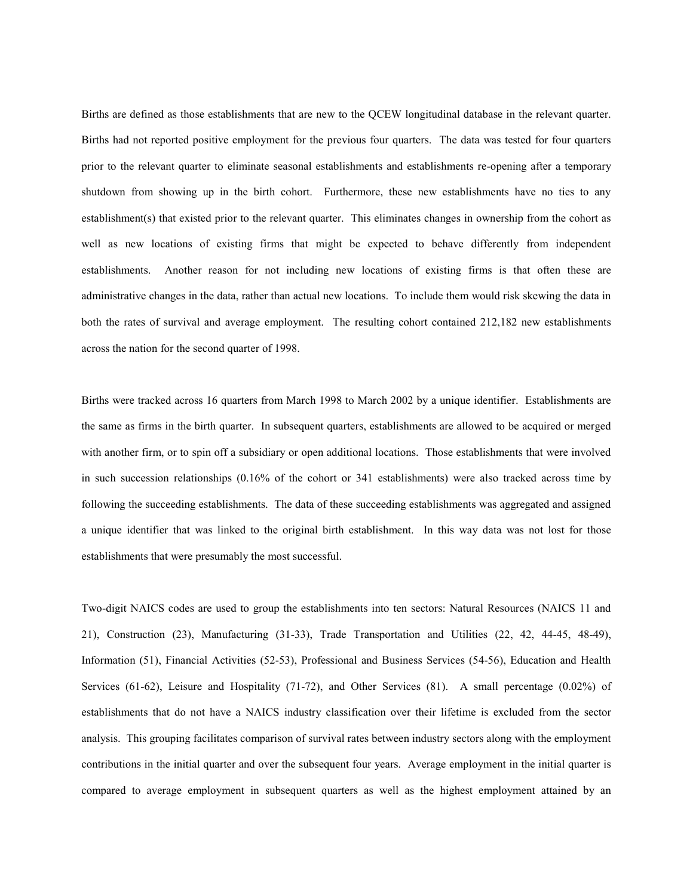Births are defined as those establishments that are new to the QCEW longitudinal database in the relevant quarter. Births had not reported positive employment for the previous four quarters. The data was tested for four quarters prior to the relevant quarter to eliminate seasonal establishments and establishments re-opening after a temporary shutdown from showing up in the birth cohort. Furthermore, these new establishments have no ties to any establishment(s) that existed prior to the relevant quarter. This eliminates changes in ownership from the cohort as well as new locations of existing firms that might be expected to behave differently from independent establishments. Another reason for not including new locations of existing firms is that often these are administrative changes in the data, rather than actual new locations. To include them would risk skewing the data in both the rates of survival and average employment. The resulting cohort contained 212,182 new establishments across the nation for the second quarter of 1998.

Births were tracked across 16 quarters from March 1998 to March 2002 by a unique identifier. Establishments are the same as firms in the birth quarter. In subsequent quarters, establishments are allowed to be acquired or merged with another firm, or to spin off a subsidiary or open additional locations. Those establishments that were involved in such succession relationships (0.16% of the cohort or 341 establishments) were also tracked across time by following the succeeding establishments. The data of these succeeding establishments was aggregated and assigned a unique identifier that was linked to the original birth establishment. In this way data was not lost for those establishments that were presumably the most successful.

Two-digit NAICS codes are used to group the establishments into ten sectors: Natural Resources (NAICS 11 and 21), Construction (23), Manufacturing (31-33), Trade Transportation and Utilities (22, 42, 44-45, 48-49), Information (51), Financial Activities (52-53), Professional and Business Services (54-56), Education and Health Services (61-62), Leisure and Hospitality (71-72), and Other Services (81). A small percentage (0.02%) of establishments that do not have a NAICS industry classification over their lifetime is excluded from the sector analysis. This grouping facilitates comparison of survival rates between industry sectors along with the employment contributions in the initial quarter and over the subsequent four years. Average employment in the initial quarter is compared to average employment in subsequent quarters as well as the highest employment attained by an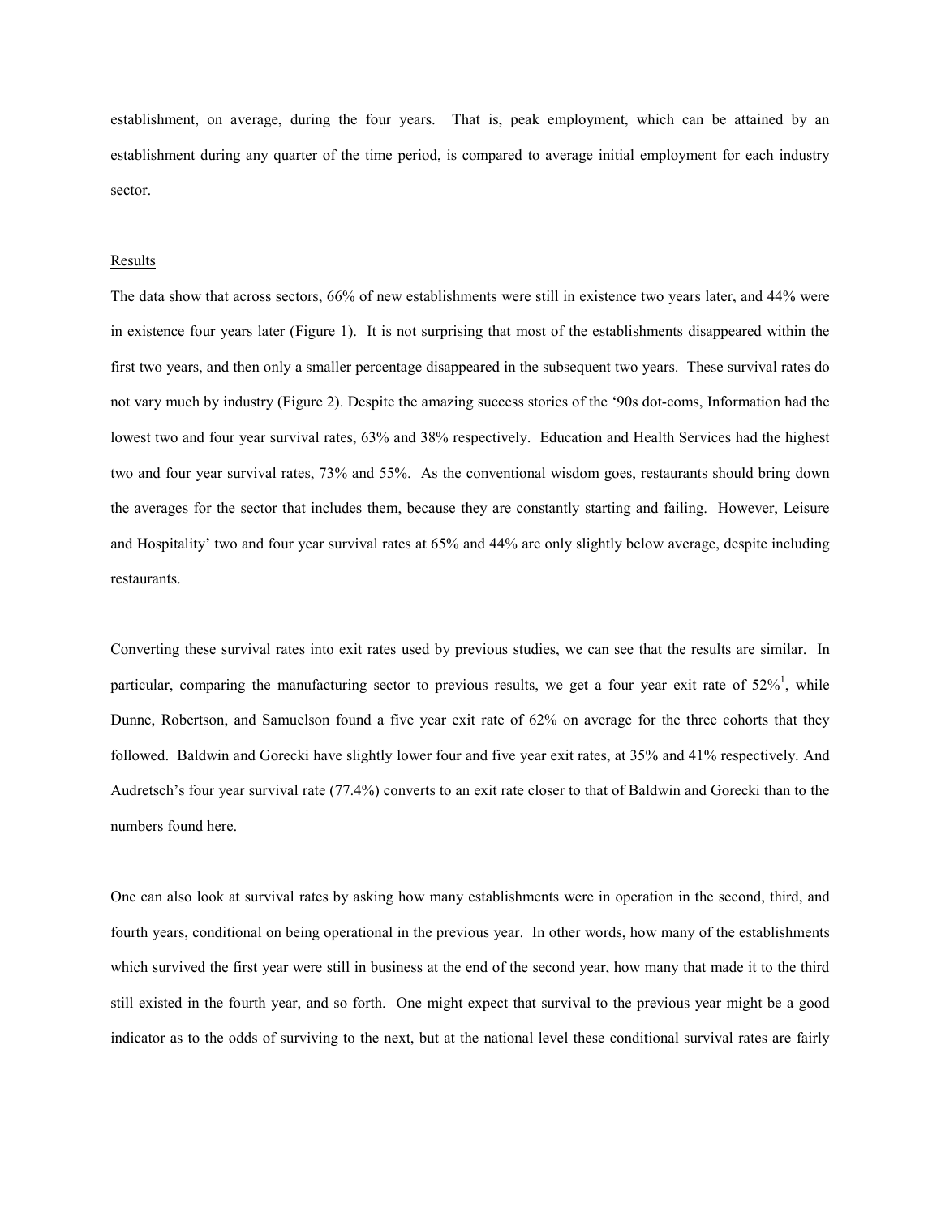establishment, on average, during the four years. That is, peak employment, which can be attained by an establishment during any quarter of the time period, is compared to average initial employment for each industry sector.

## Results

The data show that across sectors, 66% of new establishments were still in existence two years later, and 44% were in existence four years later (Figure 1). It is not surprising that most of the establishments disappeared within the first two years, and then only a smaller percentage disappeared in the subsequent two years. These survival rates do not vary much by industry (Figure 2). Despite the amazing success stories of the '90s dot-coms, Information had the lowest two and four year survival rates, 63% and 38% respectively. Education and Health Services had the highest two and four year survival rates, 73% and 55%. As the conventional wisdom goes, restaurants should bring down the averages for the sector that includes them, because they are constantly starting and failing. However, Leisure and Hospitality' two and four year survival rates at 65% and 44% are only slightly below average, despite including restaurants.

Converting these survival rates into exit rates used by previous studies, we can see that the results are similar. In particular, comparing the manufacturing sector to previous results, we get a four year exit rate of 52%[1], while Dunne, Robertson, and Samuelson found a five year exit rate of 62% on average for the three cohorts that they followed. Baldwin and Gorecki have slightly lower four and five year exit rates, at 35% and 41% respectively. And Audretsch's four year survival rate (77.4%) converts to an exit rate closer to that of Baldwin and Gorecki than to the numbers found here.

One can also look at survival rates by asking how many establishments were in operation in the second, third, and fourth years, conditional on being operational in the previous year. In other words, how many of the establishments which survived the first year were still in business at the end of the second year, how many that made it to the third still existed in the fourth year, and so forth. One might expect that survival to the previous year might be a good indicator as to the odds of surviving to the next, but at the national level these conditional survival rates are fairly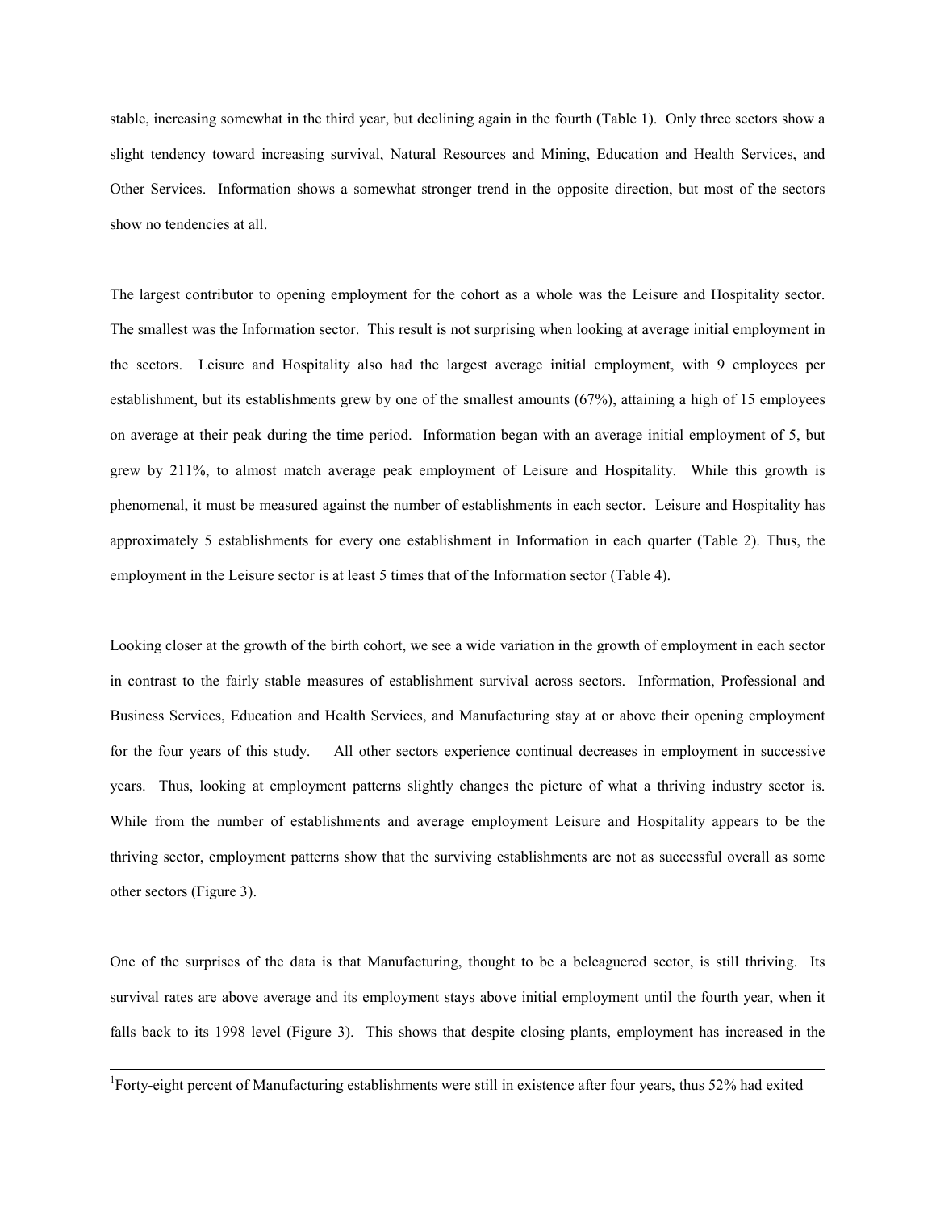stable, increasing somewhat in the third year, but declining again in the fourth (Table 1). Only three sectors show a slight tendency toward increasing survival, Natural Resources and Mining, Education and Health Services, and Other Services. Information shows a somewhat stronger trend in the opposite direction, but most of the sectors show no tendencies at all.

The largest contributor to opening employment for the cohort as a whole was the Leisure and Hospitality sector. The smallest was the Information sector. This result is not surprising when looking at average initial employment in the sectors. Leisure and Hospitality also had the largest average initial employment, with 9 employees per establishment, but its establishments grew by one of the smallest amounts (67%), attaining a high of 15 employees on average at their peak during the time period. Information began with an average initial employment of 5, but grew by 211%, to almost match average peak employment of Leisure and Hospitality. While this growth is phenomenal, it must be measured against the number of establishments in each sector. Leisure and Hospitality has approximately 5 establishments for every one establishment in Information in each quarter (Table 2). Thus, the employment in the Leisure sector is at least 5 times that of the Information sector (Table 4).

Looking closer at the growth of the birth cohort, we see a wide variation in the growth of employment in each sector in contrast to the fairly stable measures of establishment survival across sectors. Information, Professional and Business Services, Education and Health Services, and Manufacturing stay at or above their opening employment for the four years of this study. All other sectors experience continual decreases in employment in successive years. Thus, looking at employment patterns slightly changes the picture of what a thriving industry sector is. While from the number of establishments and average employment Leisure and Hospitality appears to be the thriving sector, employment patterns show that the surviving establishments are not as successful overall as some other sectors (Figure 3).

One of the surprises of the data is that Manufacturing, thought to be a beleaguered sector, is still thriving. Its survival rates are above average and its employment stays above initial employment until the fourth year, when it falls back to its 1998 level (Figure 3). This shows that despite closing plants, employment has increased in the

---

[1]Forty-eight percent of Manufacturing establishments were still in existence after four years, thus 52% had exited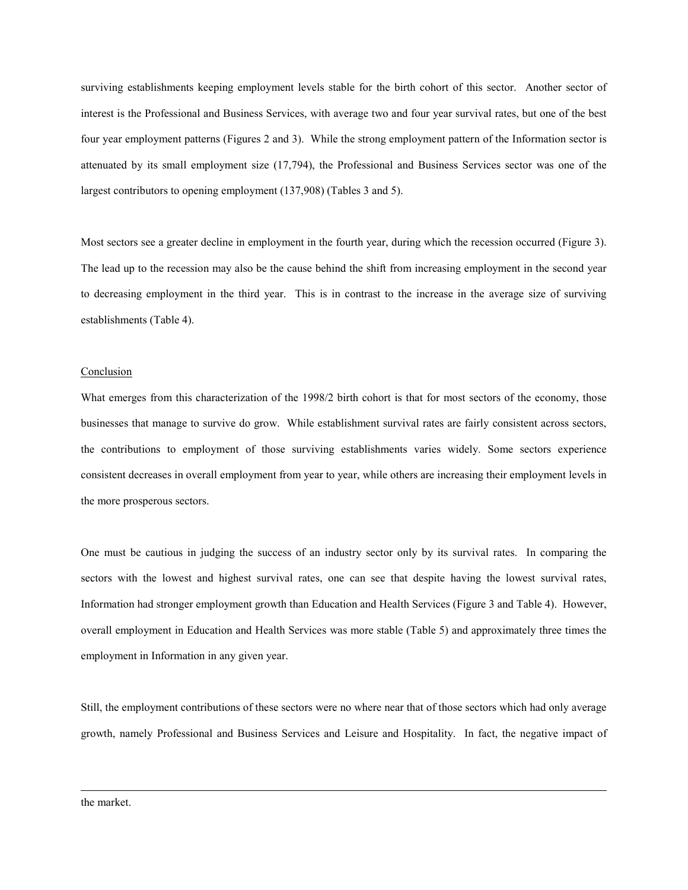surviving establishments keeping employment levels stable for the birth cohort of this sector. Another sector of interest is the Professional and Business Services, with average two and four year survival rates, but one of the best four year employment patterns (Figures 2 and 3). While the strong employment pattern of the Information sector is attenuated by its small employment size (17,794), the Professional and Business Services sector was one of the largest contributors to opening employment (137,908) (Tables 3 and 5).

Most sectors see a greater decline in employment in the fourth year, during which the recession occurred (Figure 3). The lead up to the recession may also be the cause behind the shift from increasing employment in the second year to decreasing employment in the third year. This is in contrast to the increase in the average size of surviving establishments (Table 4).

## Conclusion

What emerges from this characterization of the 1998/2 birth cohort is that for most sectors of the economy, those businesses that manage to survive do grow. While establishment survival rates are fairly consistent across sectors, the contributions to employment of those surviving establishments varies widely. Some sectors experience consistent decreases in overall employment from year to year, while others are increasing their employment levels in the more prosperous sectors.

One must be cautious in judging the success of an industry sector only by its survival rates. In comparing the sectors with the lowest and highest survival rates, one can see that despite having the lowest survival rates, Information had stronger employment growth than Education and Health Services (Figure 3 and Table 4). However, overall employment in Education and Health Services was more stable (Table 5) and approximately three times the employment in Information in any given year.

Still, the employment contributions of these sectors were no where near that of those sectors which had only average growth, namely Professional and Business Services and Leisure and Hospitality. In fact, the negative impact of

---

the market.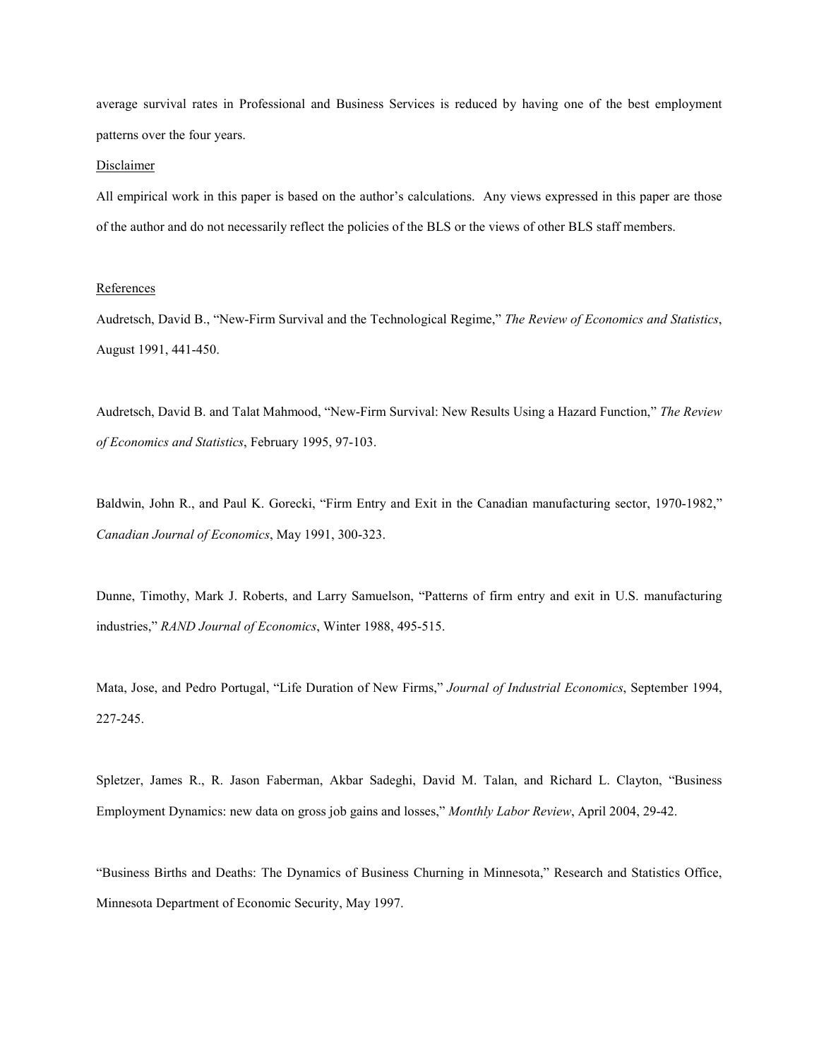average survival rates in Professional and Business Services is reduced by having one of the best employment patterns over the four years.

## Disclaimer

All empirical work in this paper is based on the author's calculations. Any views expressed in this paper are those of the author and do not necessarily reflect the policies of the BLS or the views of other BLS staff members.

## References

Audretsch, David B., "New-Firm Survival and the Technological Regime," *The Review of Economics and Statistics*, August 1991, 441-450.

Audretsch, David B. and Talat Mahmood, "New-Firm Survival: New Results Using a Hazard Function," *The Review of Economics and Statistics*, February 1995, 97-103.

Baldwin, John R., and Paul K. Gorecki, "Firm Entry and Exit in the Canadian manufacturing sector, 1970-1982," *Canadian Journal of Economics*, May 1991, 300-323.

Dunne, Timothy, Mark J. Roberts, and Larry Samuelson, "Patterns of firm entry and exit in U.S. manufacturing industries," *RAND Journal of Economics*, Winter 1988, 495-515.

Mata, Jose, and Pedro Portugal, "Life Duration of New Firms," *Journal of Industrial Economics*, September 1994, 227-245.

Spletzer, James R., R. Jason Faberman, Akbar Sadeghi, David M. Talan, and Richard L. Clayton, "Business Employment Dynamics: new data on gross job gains and losses," *Monthly Labor Review*, April 2004, 29-42.

"Business Births and Deaths: The Dynamics of Business Churning in Minnesota," Research and Statistics Office, Minnesota Department of Economic Security, May 1997.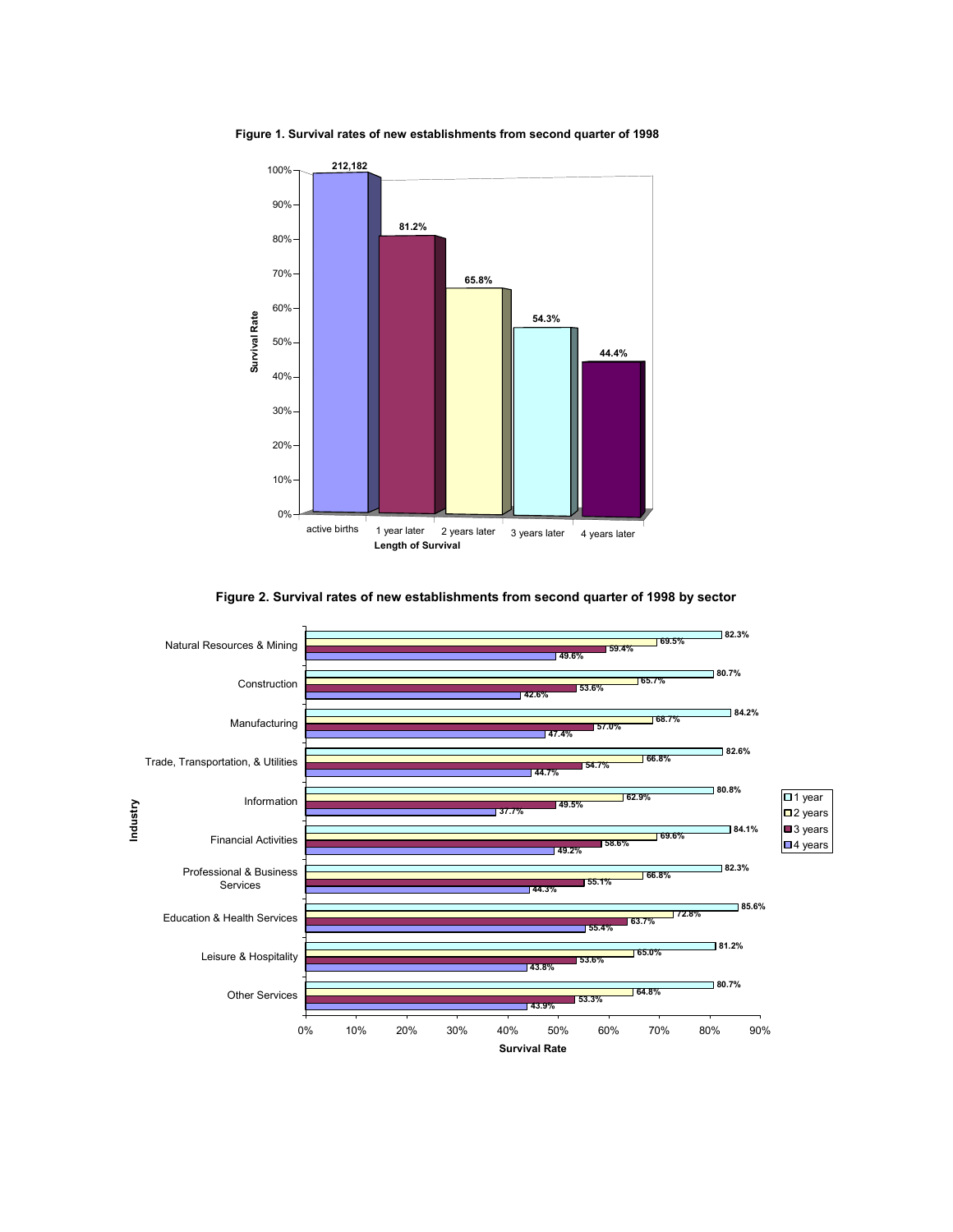**Figure 1. Survival rates of new establishments from second quarter of 1998**

| Length of Survival | Survival Rate |
|---|---|
| active births | 212,182 |
| 1 year later | 81.2% |
| 2 years later | 65.8% |
| 3 years later | 54.3% |
| 4 years later | 44.4% |

**Figure 2. Survival rates of new establishments from second quarter of 1998 by sector**

| Industry | 1 year | 2 years | 3 years | 4 years |
|---|---|---|---|---|
| Natural Resources & Mining | 82.3% | 69.5% | 59.4% | 49.6% |
| Construction | 80.7% | 65.7% | 53.6% | 42.6% |
| Manufacturing | 84.2% | 68.7% | 57.0% | 47.4% |
| Trade, Transportation, & Utilities | 82.6% | 66.8% | 54.7% | 44.7% |
| Information | 80.8% | 62.9% | 49.5% | 37.7% |
| Financial Activities | 84.1% | 69.6% | 58.6% | 49.2% |
| Professional & Business Services | 82.3% | 66.8% | 55.1% | 44.3% |
| Education & Health Services | 85.6% | 72.8% | 63.7% | 55.4% |
| Leisure & Hospitality | 81.2% | 65.0% | 53.6% | 43.8% |
| Other Services | 80.7% | 64.8% | 53.3% | 43.9% |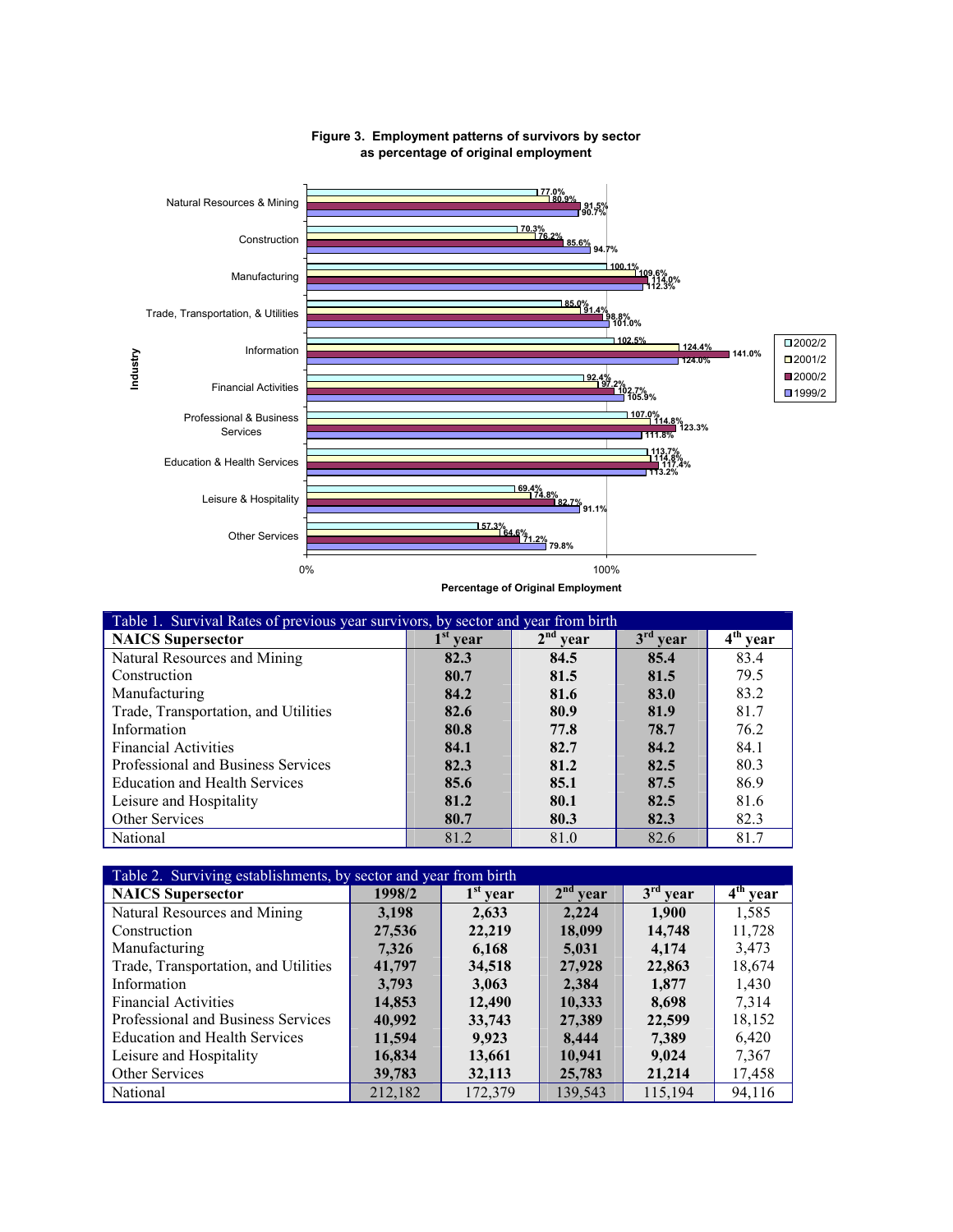**Figure 3. Employment patterns of survivors by sector as percentage of original employment**

| Industry | 2002/2 | 2001/2 | 2000/2 | 1999/2 |
|---|---|---|---|---|
| Natural Resources & Mining | 77.0% | 80.9% | 91.5% | 90.7% |
| Construction | 70.3% | 76.2% | 85.6% | 94.7% |
| Manufacturing | 100.1% | 109.6% | 114.0% | 112.3% |
| Trade, Transportation, & Utilities | 85.0% | 91.4% | 98.8% | 101.0% |
| Information | 102.5% | 124.4% | 141.0% | 124.0% |
| Financial Activities | 92.4% | 97.2% | 102.7% | 105.9% |
| Professional & Business Services | 107.0% | 114.8% | 123.3% | 111.8% |
| Education & Health Services | 113.7% | 114.8% | 117.4% | 113.2% |
| Leisure & Hospitality | 69.4% | 74.8% | 82.7% | 91.1% |
| Other Services | 57.3% | 64.6% | 71.2% | 79.8% |

Percentage of Original Employment

| Table 1. Survival Rates of previous year survivors, by sector and year from birth | | | | |
|---|---|---|---|---|
| **NAICS Supersector** | **1st year** | **2nd year** | **3rd year** | **4th year** |
| Natural Resources and Mining | **82.3** | **84.5** | **85.4** | 83.4 |
| Construction | **80.7** | **81.5** | **81.5** | 79.5 |
| Manufacturing | **84.2** | **81.6** | **83.0** | 83.2 |
| Trade, Transportation, and Utilities | **82.6** | **80.9** | **81.9** | 81.7 |
| Information | **80.8** | **77.8** | **78.7** | 76.2 |
| Financial Activities | **84.1** | **82.7** | **84.2** | 84.1 |
| Professional and Business Services | **82.3** | **81.2** | **82.5** | 80.3 |
| Education and Health Services | **85.6** | **85.1** | **87.5** | 86.9 |
| Leisure and Hospitality | **81.2** | **80.1** | **82.5** | 81.6 |
| Other Services | **80.7** | **80.3** | **82.3** | 82.3 |
| National | 81.2 | 81.0 | 82.6 | 81.7 |

| Table 2. Surviving establishments, by sector and year from birth | | | | | |
|---|---|---|---|---|---|
| **NAICS Supersector** | **1998/2** | **1st year** | **2nd year** | **3rd year** | **4th year** |
| Natural Resources and Mining | **3,198** | **2,633** | **2,224** | **1,900** | 1,585 |
| Construction | **27,536** | **22,219** | **18,099** | **14,748** | 11,728 |
| Manufacturing | **7,326** | **6,168** | **5,031** | **4,174** | 3,473 |
| Trade, Transportation, and Utilities | **41,797** | **34,518** | **27,928** | **22,863** | 18,674 |
| Information | **3,793** | **3,063** | **2,384** | **1,877** | 1,430 |
| Financial Activities | **14,853** | **12,490** | **10,333** | **8,698** | 7,314 |
| Professional and Business Services | **40,992** | **33,743** | **27,389** | **22,599** | 18,152 |
| Education and Health Services | **11,594** | **9,923** | **8,444** | **7,389** | 6,420 |
| Leisure and Hospitality | **16,834** | **13,661** | **10,941** | **9,024** | 7,367 |
| Other Services | **39,783** | **32,113** | **25,783** | **21,214** | 17,458 |
| National | 212,182 | 172,379 | 139,543 | 115,194 | 94,116 |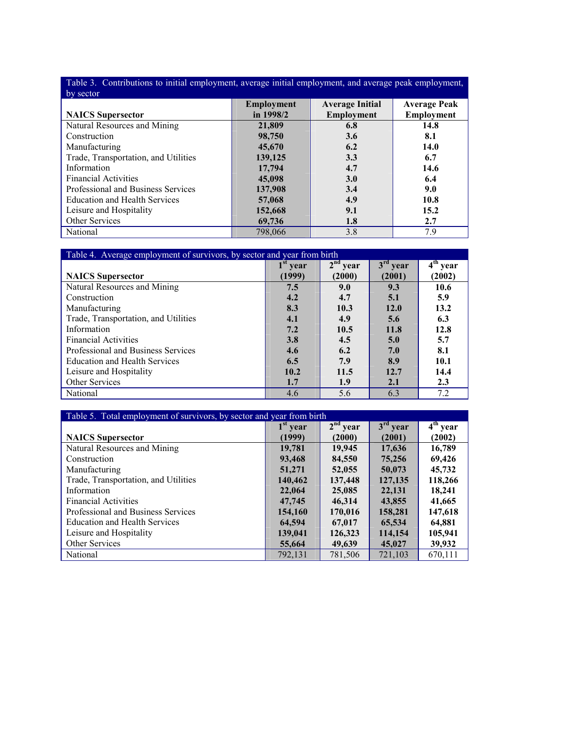Table 3. Contributions to initial employment, average initial employment, and average peak employment, by sector

| NAICS Supersector | Employment in 1998/2 | Average Initial Employment | Average Peak Employment |
|---|---|---|---|
| Natural Resources and Mining | **21,809** | **6.8** | **14.8** |
| Construction | **98,750** | **3.6** | **8.1** |
| Manufacturing | **45,670** | **6.2** | **14.0** |
| Trade, Transportation, and Utilities | **139,125** | **3.3** | **6.7** |
| Information | **17,794** | **4.7** | **14.6** |
| Financial Activities | **45,098** | **3.0** | **6.4** |
| Professional and Business Services | **137,908** | **3.4** | **9.0** |
| Education and Health Services | **57,068** | **4.9** | **10.8** |
| Leisure and Hospitality | **152,668** | **9.1** | **15.2** |
| Other Services | **69,736** | **1.8** | **2.7** |
| National | 798,066 | 3.8 | 7.9 |

Table 4. Average employment of survivors, by sector and year from birth

| NAICS Supersector | 1st year (1999) | 2nd year (2000) | 3rd year (2001) | 4th year (2002) |
|---|---|---|---|---|
| Natural Resources and Mining | **7.5** | **9.0** | **9.3** | **10.6** |
| Construction | **4.2** | **4.7** | **5.1** | **5.9** |
| Manufacturing | **8.3** | **10.3** | **12.0** | **13.2** |
| Trade, Transportation, and Utilities | **4.1** | **4.9** | **5.6** | **6.3** |
| Information | **7.2** | **10.5** | **11.8** | **12.8** |
| Financial Activities | **3.8** | **4.5** | **5.0** | **5.7** |
| Professional and Business Services | **4.6** | **6.2** | **7.0** | **8.1** |
| Education and Health Services | **6.5** | **7.9** | **8.9** | **10.1** |
| Leisure and Hospitality | **10.2** | **11.5** | **12.7** | **14.4** |
| Other Services | **1.7** | **1.9** | **2.1** | **2.3** |
| National | 4.6 | 5.6 | 6.3 | 7.2 |

Table 5. Total employment of survivors, by sector and year from birth

| NAICS Supersector | 1st year (1999) | 2nd year (2000) | 3rd year (2001) | 4th year (2002) |
|---|---|---|---|---|
| Natural Resources and Mining | **19,781** | **19,945** | **17,636** | **16,789** |
| Construction | **93,468** | **84,550** | **75,256** | **69,426** |
| Manufacturing | **51,271** | **52,055** | **50,073** | **45,732** |
| Trade, Transportation, and Utilities | **140,462** | **137,448** | **127,135** | **118,266** |
| Information | **22,064** | **25,085** | **22,131** | **18,241** |
| Financial Activities | **47,745** | **46,314** | **43,855** | **41,665** |
| Professional and Business Services | **154,160** | **170,016** | **158,281** | **147,618** |
| Education and Health Services | **64,594** | **67,017** | **65,534** | **64,881** |
| Leisure and Hospitality | **139,041** | **126,323** | **114,154** | **105,941** |
| Other Services | **55,664** | **49,639** | **45,027** | **39,932** |
| National | 792,131 | 781,506 | 721,103 | 670,111 |